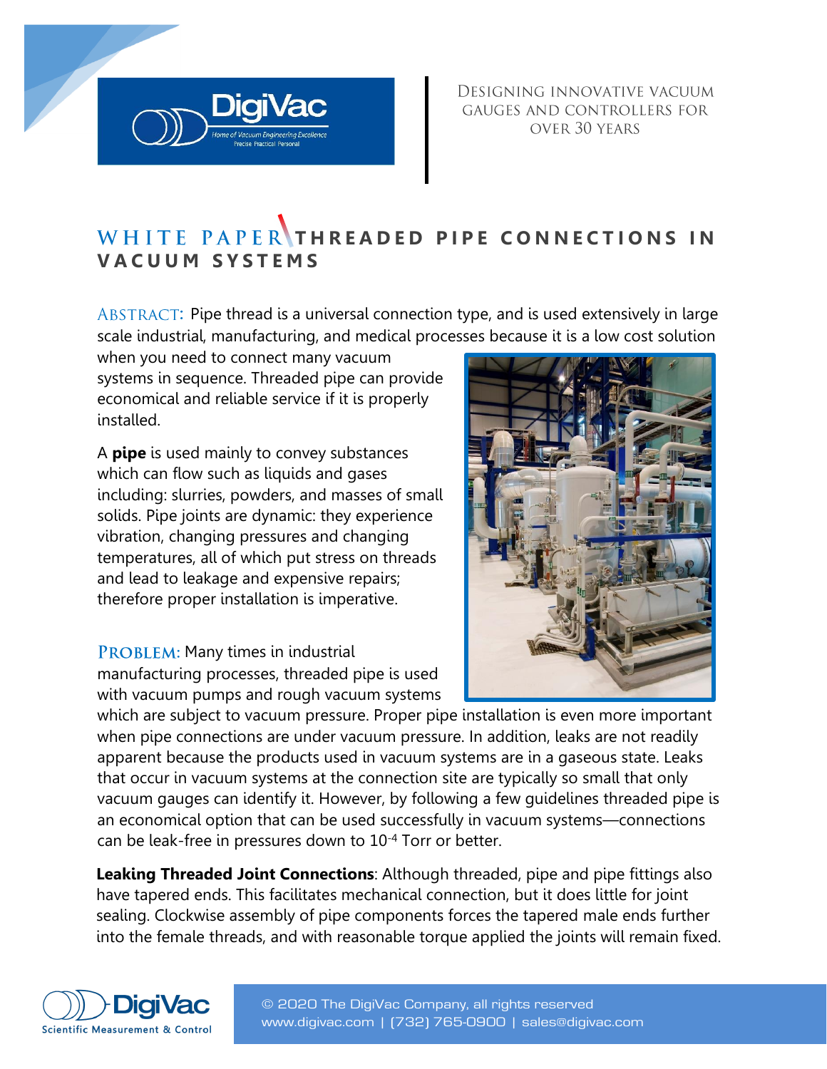Designing innovative vacuum gauges and controllers for over 30 years

# WHITE PAPER THREADED PIPE CONNECTIONS IN VACUUM SYSTEMS

ABSTRACT: Pipe thread is a universal connection type, and is used extensively in large scale industrial, manufacturing, and medical processes because it is a low cost solution when you need to connect many vacuum systems in sequence. Threaded pipe can provide economical and reliable service if it is properly installed.

A **pipe** is used mainly to convey substances which can flow such as liquids and gases including: slurries, powders, and masses of small solids. Pipe joints are dynamic: they experience vibration, changing pressures and changing temperatures, all of which put stress on threads and lead to leakage and expensive repairs; therefore proper installation is imperative.

PROBLEM: Many times in industrial manufacturing processes, threaded pipe is used with vacuum pumps and rough vacuum systems which are subject to vacuum pressure. Proper pipe installation is even more important when pipe connections are under vacuum pressure. In addition, leaks are not readily apparent because the products used in vacuum systems are in a gaseous state. Leaks that occur in vacuum systems at the connection site are typically so small that only vacuum gauges can identify it. However, by following a few guidelines threaded pipe is an economical option that can be used successfully in vacuum systems—connections can be leak-free in pressures down to $10^{-4}$ Torr or better.

**Leaking Threaded Joint Connections**: Although threaded, pipe and pipe fittings also have tapered ends. This facilitates mechanical connection, but it does little for joint sealing. Clockwise assembly of pipe components forces the tapered male ends further into the female threads, and with reasonable torque applied the joints will remain fixed.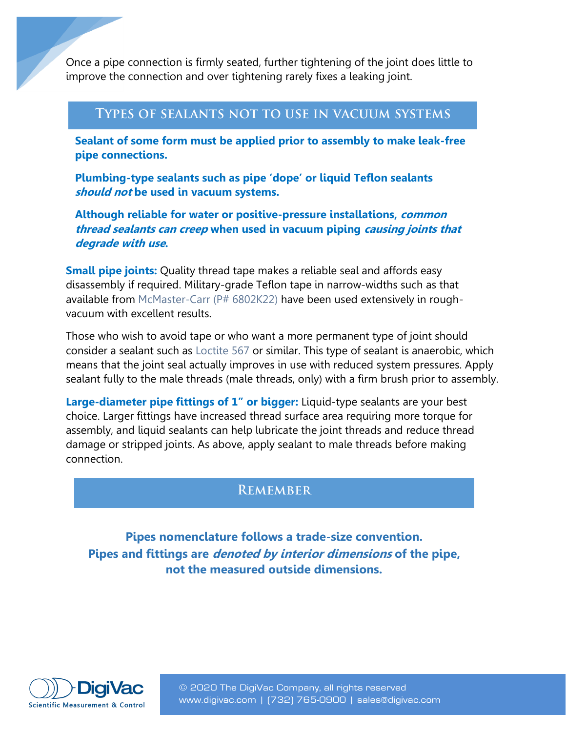Once a pipe connection is firmly seated, further tightening of the joint does little to improve the connection and over tightening rarely fixes a leaking joint.

## Types of sealants not to use in vacuum systems

**Sealant of some form must be applied prior to assembly to make leak-free pipe connections.**

**Plumbing-type sealants such as pipe 'dope' or liquid Teflon sealants *should not* be used in vacuum systems.**

**Although reliable for water or positive-pressure installations, *common thread sealants can creep* when used in vacuum piping *causing joints that degrade with use*.**

**Small pipe joints:** Quality thread tape makes a reliable seal and affords easy disassembly if required. Military-grade Teflon tape in narrow-widths such as that available from McMaster-Carr (P# 6802K22) have been used extensively in rough-vacuum with excellent results.

Those who wish to avoid tape or who want a more permanent type of joint should consider a sealant such as Loctite 567 or similar. This type of sealant is anaerobic, which means that the joint seal actually improves in use with reduced system pressures. Apply sealant fully to the male threads (male threads, only) with a firm brush prior to assembly.

**Large-diameter pipe fittings of 1" or bigger:** Liquid-type sealants are your best choice. Larger fittings have increased thread surface area requiring more torque for assembly, and liquid sealants can help lubricate the joint threads and reduce thread damage or stripped joints. As above, apply sealant to male threads before making connection.

## Remember

**Pipes nomenclature follows a trade-size convention.**
**Pipes and fittings are *denoted by interior dimensions* of the pipe, not the measured outside dimensions.**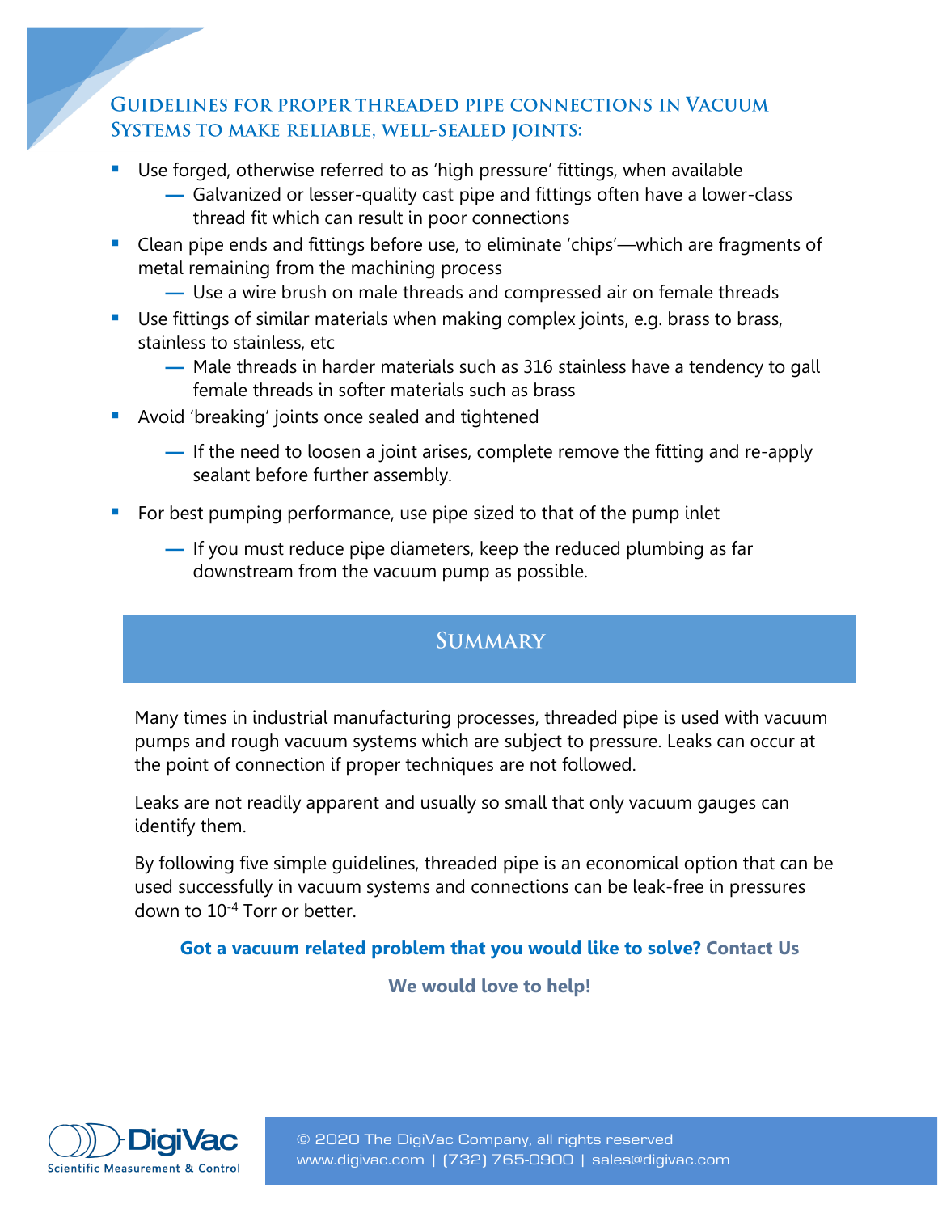## Guidelines for proper threaded pipe connections in Vacuum Systems to make reliable, well-sealed joints:

- Use forged, otherwise referred to as 'high pressure' fittings, when available
  - Galvanized or lesser-quality cast pipe and fittings often have a lower-class thread fit which can result in poor connections
- Clean pipe ends and fittings before use, to eliminate 'chips'—which are fragments of metal remaining from the machining process
  - Use a wire brush on male threads and compressed air on female threads
- Use fittings of similar materials when making complex joints, e.g. brass to brass, stainless to stainless, etc
  - Male threads in harder materials such as 316 stainless have a tendency to gall female threads in softer materials such as brass
- Avoid 'breaking' joints once sealed and tightened
  - If the need to loosen a joint arises, complete remove the fitting and re-apply sealant before further assembly.
- For best pumping performance, use pipe sized to that of the pump inlet
  - If you must reduce pipe diameters, keep the reduced plumbing as far downstream from the vacuum pump as possible.

## Summary

Many times in industrial manufacturing processes, threaded pipe is used with vacuum pumps and rough vacuum systems which are subject to pressure. Leaks can occur at the point of connection if proper techniques are not followed.

Leaks are not readily apparent and usually so small that only vacuum gauges can identify them.

By following five simple guidelines, threaded pipe is an economical option that can be used successfully in vacuum systems and connections can be leak-free in pressures down to $10^{-4}$ Torr or better.

**Got a vacuum related problem that you would like to solve? Contact Us**

**We would love to help!**

DigiVac
Scientific Measurement & Control

© 2020 The DigiVac Company, all rights reserved
www.digivac.com | (732) 765-0900 | sales@digivac.com